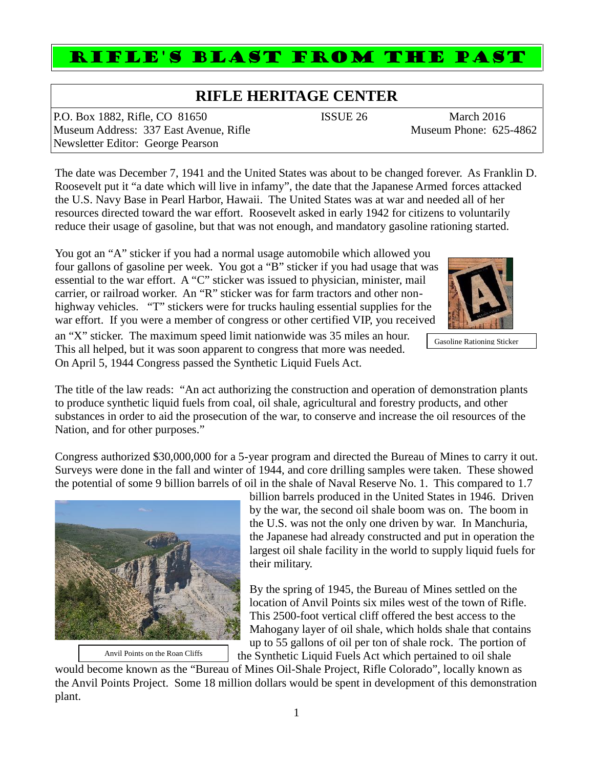# RIFLE'S BLAST FROM THE PAST

## RIFLE HERITAGE CENTER

P.O. Box 1882, Rifle, CO 81650 | ISSUE 26 | March 2016
Museum Address: 337 East Avenue, Rifle | Museum Phone: 625-4862
Newsletter Editor: George Pearson

The date was December 7, 1941 and the United States was about to be changed forever. As Franklin D. Roosevelt put it "a date which will live in infamy", the date that the Japanese Armed forces attacked the U.S. Navy Base in Pearl Harbor, Hawaii. The United States was at war and needed all of her resources directed toward the war effort. Roosevelt asked in early 1942 for citizens to voluntarily reduce their usage of gasoline, but that was not enough, and mandatory gasoline rationing started.

You got an "A" sticker if you had a normal usage automobile which allowed you four gallons of gasoline per week. You got a "B" sticker if you had usage that was essential to the war effort. A "C" sticker was issued to physician, minister, mail carrier, or railroad worker. An "R" sticker was for farm tractors and other non-highway vehicles. "T" stickers were for trucks hauling essential supplies for the war effort. If you were a member of congress or other certified VIP, you received an "X" sticker. The maximum speed limit nationwide was 35 miles an hour. This all helped, but it was soon apparent to congress that more was needed. On April 5, 1944 Congress passed the Synthetic Liquid Fuels Act.

Gasoline Rationing Sticker

The title of the law reads: "An act authorizing the construction and operation of demonstration plants to produce synthetic liquid fuels from coal, oil shale, agricultural and forestry products, and other substances in order to aid the prosecution of the war, to conserve and increase the oil resources of the Nation, and for other purposes."

Congress authorized $30,000,000 for a 5-year program and directed the Bureau of Mines to carry it out. Surveys were done in the fall and winter of 1944, and core drilling samples were taken. These showed the potential of some 9 billion barrels of oil in the shale of Naval Reserve No. 1. This compared to 1.7 billion barrels produced in the United States in 1946. Driven by the war, the second oil shale boom was on. The boom in the U.S. was not the only one driven by war. In Manchuria, the Japanese had already constructed and put in operation the largest oil shale facility in the world to supply liquid fuels for their military.

By the spring of 1945, the Bureau of Mines settled on the location of Anvil Points six miles west of the town of Rifle. This 2500-foot vertical cliff offered the best access to the Mahogany layer of oil shale, which holds shale that contains up to 55 gallons of oil per ton of shale rock. The portion of the Synthetic Liquid Fuels Act which pertained to oil shale would become known as the "Bureau of Mines Oil-Shale Project, Rifle Colorado", locally known as the Anvil Points Project. Some 18 million dollars would be spent in development of this demonstration plant.

Anvil Points on the Roan Cliffs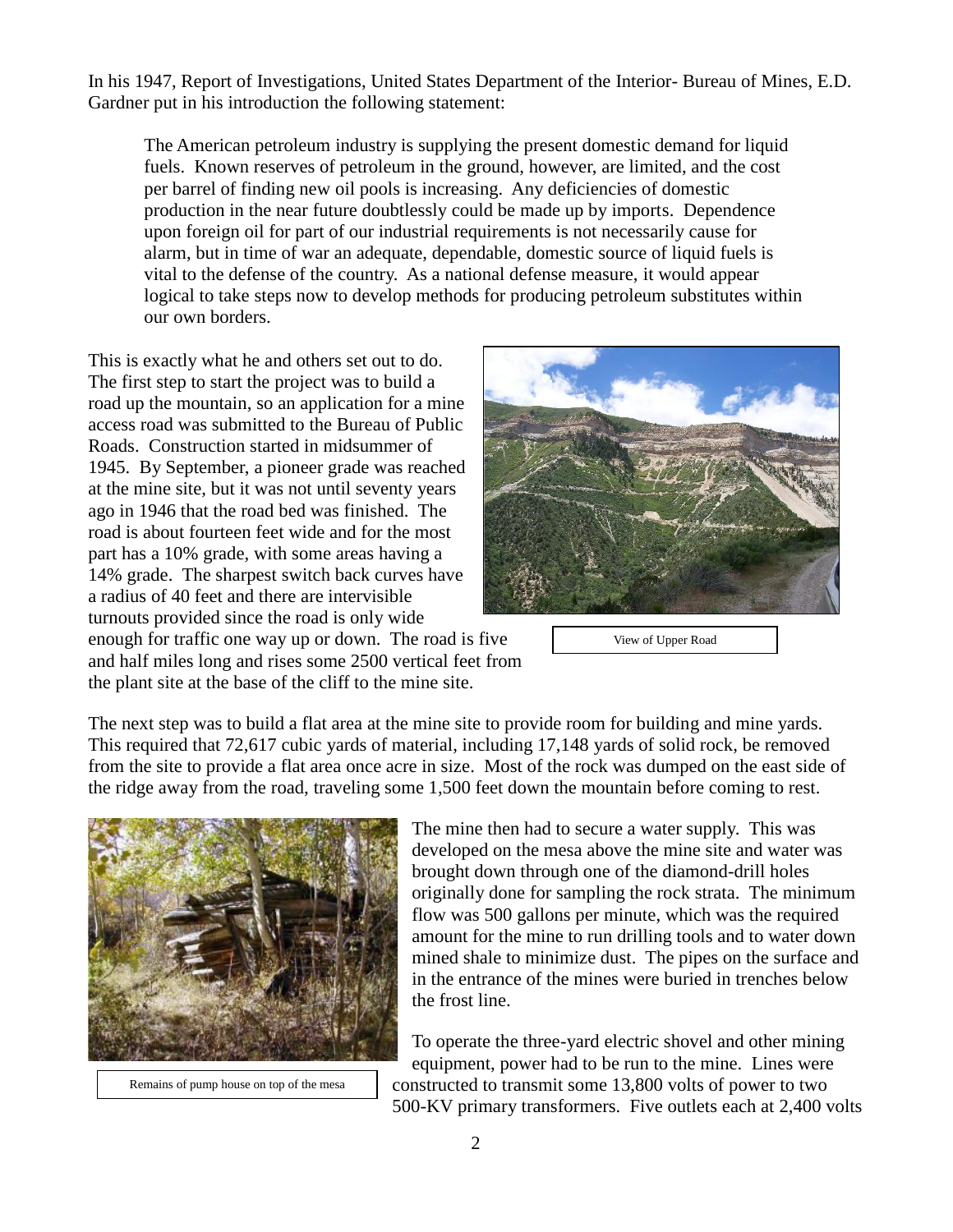In his 1947, Report of Investigations, United States Department of the Interior- Bureau of Mines, E.D. Gardner put in his introduction the following statement:

> The American petroleum industry is supplying the present domestic demand for liquid fuels. Known reserves of petroleum in the ground, however, are limited, and the cost per barrel of finding new oil pools is increasing. Any deficiencies of domestic production in the near future doubtlessly could be made up by imports. Dependence upon foreign oil for part of our industrial requirements is not necessarily cause for alarm, but in time of war an adequate, dependable, domestic source of liquid fuels is vital to the defense of the country. As a national defense measure, it would appear logical to take steps now to develop methods for producing petroleum substitutes within our own borders.

This is exactly what he and others set out to do. The first step to start the project was to build a road up the mountain, so an application for a mine access road was submitted to the Bureau of Public Roads. Construction started in midsummer of 1945. By September, a pioneer grade was reached at the mine site, but it was not until seventy years ago in 1946 that the road bed was finished. The road is about fourteen feet wide and for the most part has a 10% grade, with some areas having a 14% grade. The sharpest switch back curves have a radius of 40 feet and there are intervisible turnouts provided since the road is only wide enough for traffic one way up or down. The road is five and half miles long and rises some 2500 vertical feet from the plant site at the base of the cliff to the mine site.

View of Upper Road

The next step was to build a flat area at the mine site to provide room for building and mine yards. This required that 72,617 cubic yards of material, including 17,148 yards of solid rock, be removed from the site to provide a flat area once acre in size. Most of the rock was dumped on the east side of the ridge away from the road, traveling some 1,500 feet down the mountain before coming to rest.

Remains of pump house on top of the mesa

The mine then had to secure a water supply. This was developed on the mesa above the mine site and water was brought down through one of the diamond-drill holes originally done for sampling the rock strata. The minimum flow was 500 gallons per minute, which was the required amount for the mine to run drilling tools and to water down mined shale to minimize dust. The pipes on the surface and in the entrance of the mines were buried in trenches below the frost line.

To operate the three-yard electric shovel and other mining equipment, power had to be run to the mine. Lines were constructed to transmit some 13,800 volts of power to two 500-KV primary transformers. Five outlets each at 2,400 volts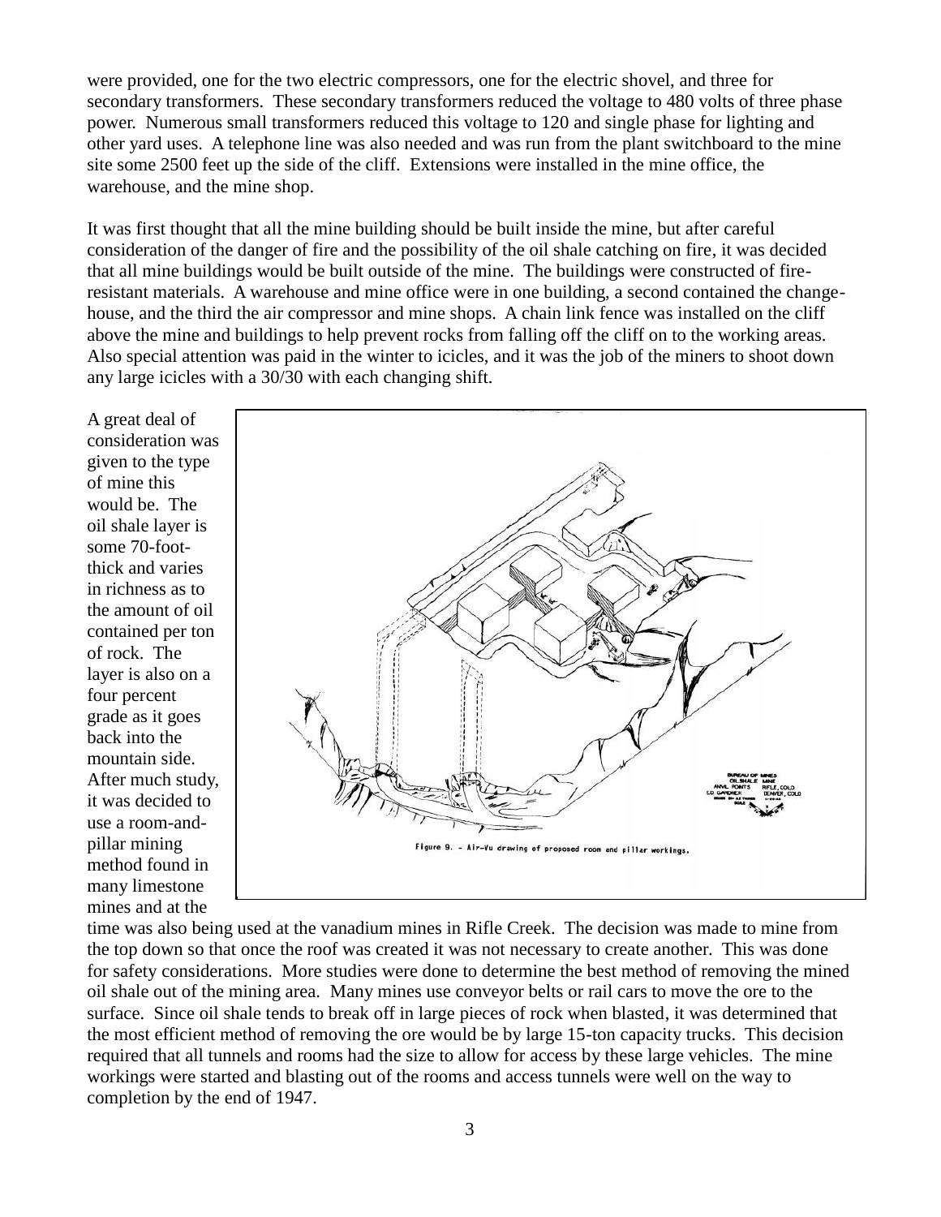were provided, one for the two electric compressors, one for the electric shovel, and three for secondary transformers. These secondary transformers reduced the voltage to 480 volts of three phase power. Numerous small transformers reduced this voltage to 120 and single phase for lighting and other yard uses. A telephone line was also needed and was run from the plant switchboard to the mine site some 2500 feet up the side of the cliff. Extensions were installed in the mine office, the warehouse, and the mine shop.

It was first thought that all the mine building should be built inside the mine, but after careful consideration of the danger of fire and the possibility of the oil shale catching on fire, it was decided that all mine buildings would be built outside of the mine. The buildings were constructed of fire-resistant materials. A warehouse and mine office were in one building, a second contained the change-house, and the third the air compressor and mine shops. A chain link fence was installed on the cliff above the mine and buildings to help prevent rocks from falling off the cliff on to the working areas. Also special attention was paid in the winter to icicles, and it was the job of the miners to shoot down any large icicles with a 30/30 with each changing shift.

Figure 9. - Air-Vu drawing of proposed room and pillar workings.

A great deal of consideration was given to the type of mine this would be. The oil shale layer is some 70-foot-thick and varies in richness as to the amount of oil contained per ton of rock. The layer is also on a four percent grade as it goes back into the mountain side. After much study, it was decided to use a room-and-pillar mining method found in many limestone mines and at the time was also being used at the vanadium mines in Rifle Creek. The decision was made to mine from the top down so that once the roof was created it was not necessary to create another. This was done for safety considerations. More studies were done to determine the best method of removing the mined oil shale out of the mining area. Many mines use conveyor belts or rail cars to move the ore to the surface. Since oil shale tends to break off in large pieces of rock when blasted, it was determined that the most efficient method of removing the ore would be by large 15-ton capacity trucks. This decision required that all tunnels and rooms had the size to allow for access by these large vehicles. The mine workings were started and blasting out of the rooms and access tunnels were well on the way to completion by the end of 1947.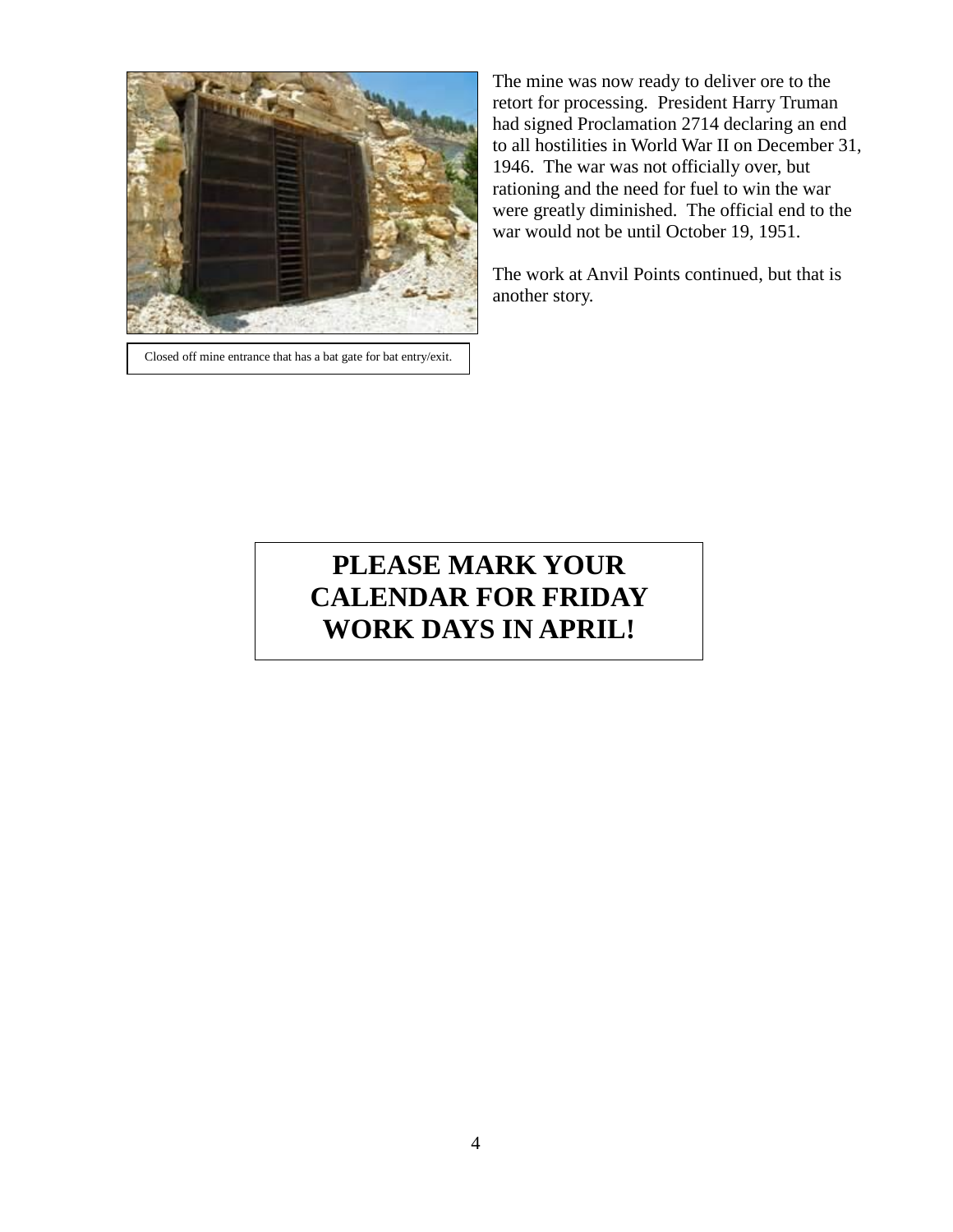Closed off mine entrance that has a bat gate for bat entry/exit.

The mine was now ready to deliver ore to the retort for processing. President Harry Truman had signed Proclamation 2714 declaring an end to all hostilities in World War II on December 31, 1946. The war was not officially over, but rationing and the need for fuel to win the war were greatly diminished. The official end to the war would not be until October 19, 1951.

The work at Anvil Points continued, but that is another story.

**PLEASE MARK YOUR CALENDAR FOR FRIDAY WORK DAYS IN APRIL!**